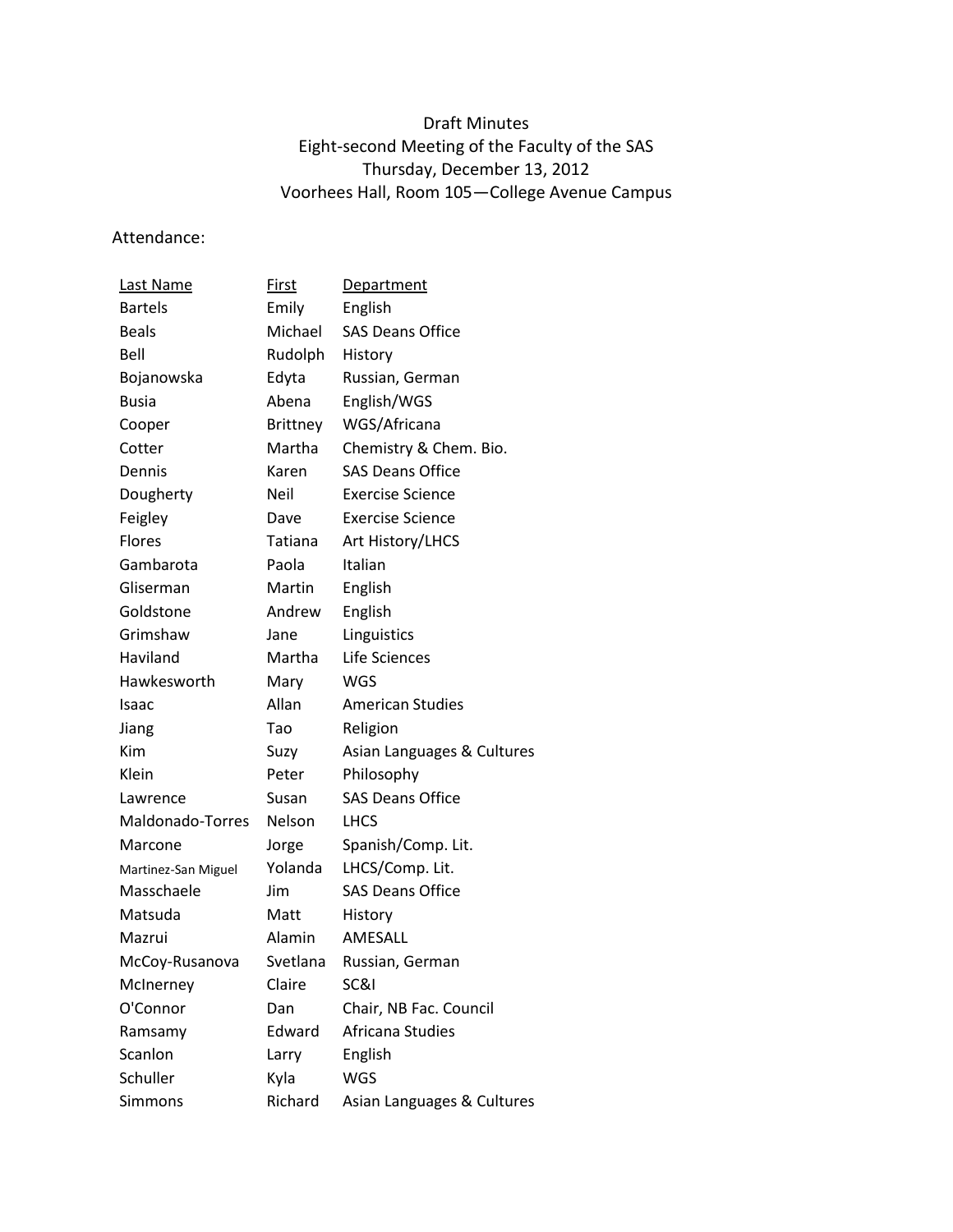# Draft Minutes
## Eight-second Meeting of the Faculty of the SAS
### Thursday, December 13, 2012
### Voorhees Hall, Room 105—College Avenue Campus

Attendance:

| Last Name | First | Department |
|---|---|---|
| Bartels | Emily | English |
| Beals | Michael | SAS Deans Office |
| Bell | Rudolph | History |
| Bojanowska | Edyta | Russian, German |
| Busia | Abena | English/WGS |
| Cooper | Brittney | WGS/Africana |
| Cotter | Martha | Chemistry & Chem. Bio. |
| Dennis | Karen | SAS Deans Office |
| Dougherty | Neil | Exercise Science |
| Feigley | Dave | Exercise Science |
| Flores | Tatiana | Art History/LHCS |
| Gambarota | Paola | Italian |
| Gliserman | Martin | English |
| Goldstone | Andrew | English |
| Grimshaw | Jane | Linguistics |
| Haviland | Martha | Life Sciences |
| Hawkesworth | Mary | WGS |
| Isaac | Allan | American Studies |
| Jiang | Tao | Religion |
| Kim | Suzy | Asian Languages & Cultures |
| Klein | Peter | Philosophy |
| Lawrence | Susan | SAS Deans Office |
| Maldonado-Torres | Nelson | LHCS |
| Marcone | Jorge | Spanish/Comp. Lit. |
| Martinez-San Miguel | Yolanda | LHCS/Comp. Lit. |
| Masschaele | Jim | SAS Deans Office |
| Matsuda | Matt | History |
| Mazrui | Alamin | AMESALL |
| McCoy-Rusanova | Svetlana | Russian, German |
| McInerney | Claire | SC&I |
| O'Connor | Dan | Chair, NB Fac. Council |
| Ramsamy | Edward | Africana Studies |
| Scanlon | Larry | English |
| Schuller | Kyla | WGS |
| Simmons | Richard | Asian Languages & Cultures |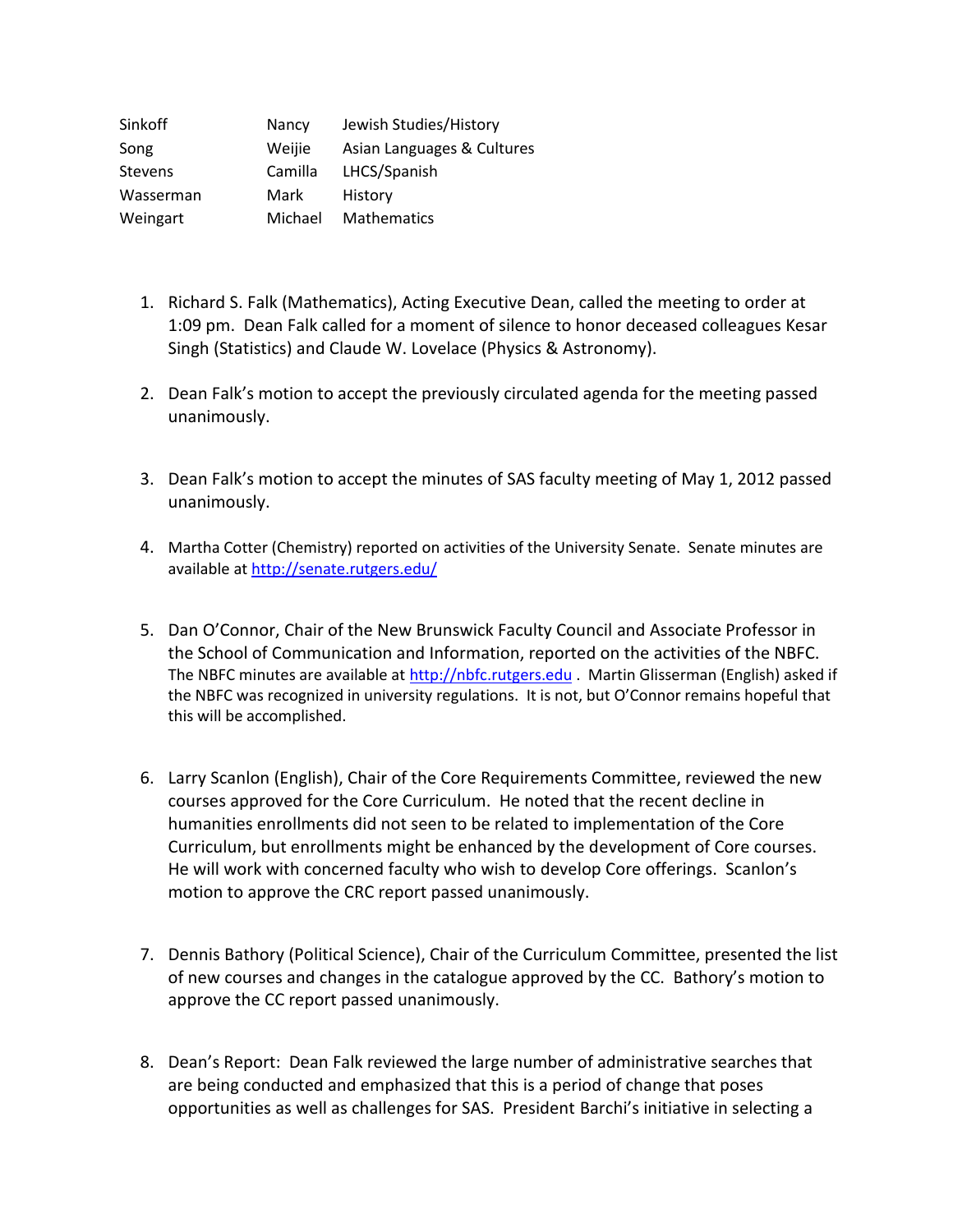| | | |
|---|---|---|
| Sinkoff | Nancy | Jewish Studies/History |
| Song | Weijie | Asian Languages & Cultures |
| Stevens | Camilla | LHCS/Spanish |
| Wasserman | Mark | History |
| Weingart | Michael | Mathematics |

1. Richard S. Falk (Mathematics), Acting Executive Dean, called the meeting to order at 1:09 pm. Dean Falk called for a moment of silence to honor deceased colleagues Kesar Singh (Statistics) and Claude W. Lovelace (Physics & Astronomy).

2. Dean Falk's motion to accept the previously circulated agenda for the meeting passed unanimously.

3. Dean Falk's motion to accept the minutes of SAS faculty meeting of May 1, 2012 passed unanimously.

4. Martha Cotter (Chemistry) reported on activities of the University Senate. Senate minutes are available at http://senate.rutgers.edu/

5. Dan O'Connor, Chair of the New Brunswick Faculty Council and Associate Professor in the School of Communication and Information, reported on the activities of the NBFC. The NBFC minutes are available at http://nbfc.rutgers.edu . Martin Glisserman (English) asked if the NBFC was recognized in university regulations. It is not, but O'Connor remains hopeful that this will be accomplished.

6. Larry Scanlon (English), Chair of the Core Requirements Committee, reviewed the new courses approved for the Core Curriculum. He noted that the recent decline in humanities enrollments did not seen to be related to implementation of the Core Curriculum, but enrollments might be enhanced by the development of Core courses. He will work with concerned faculty who wish to develop Core offerings. Scanlon's motion to approve the CRC report passed unanimously.

7. Dennis Bathory (Political Science), Chair of the Curriculum Committee, presented the list of new courses and changes in the catalogue approved by the CC. Bathory's motion to approve the CC report passed unanimously.

8. Dean's Report: Dean Falk reviewed the large number of administrative searches that are being conducted and emphasized that this is a period of change that poses opportunities as well as challenges for SAS. President Barchi's initiative in selecting a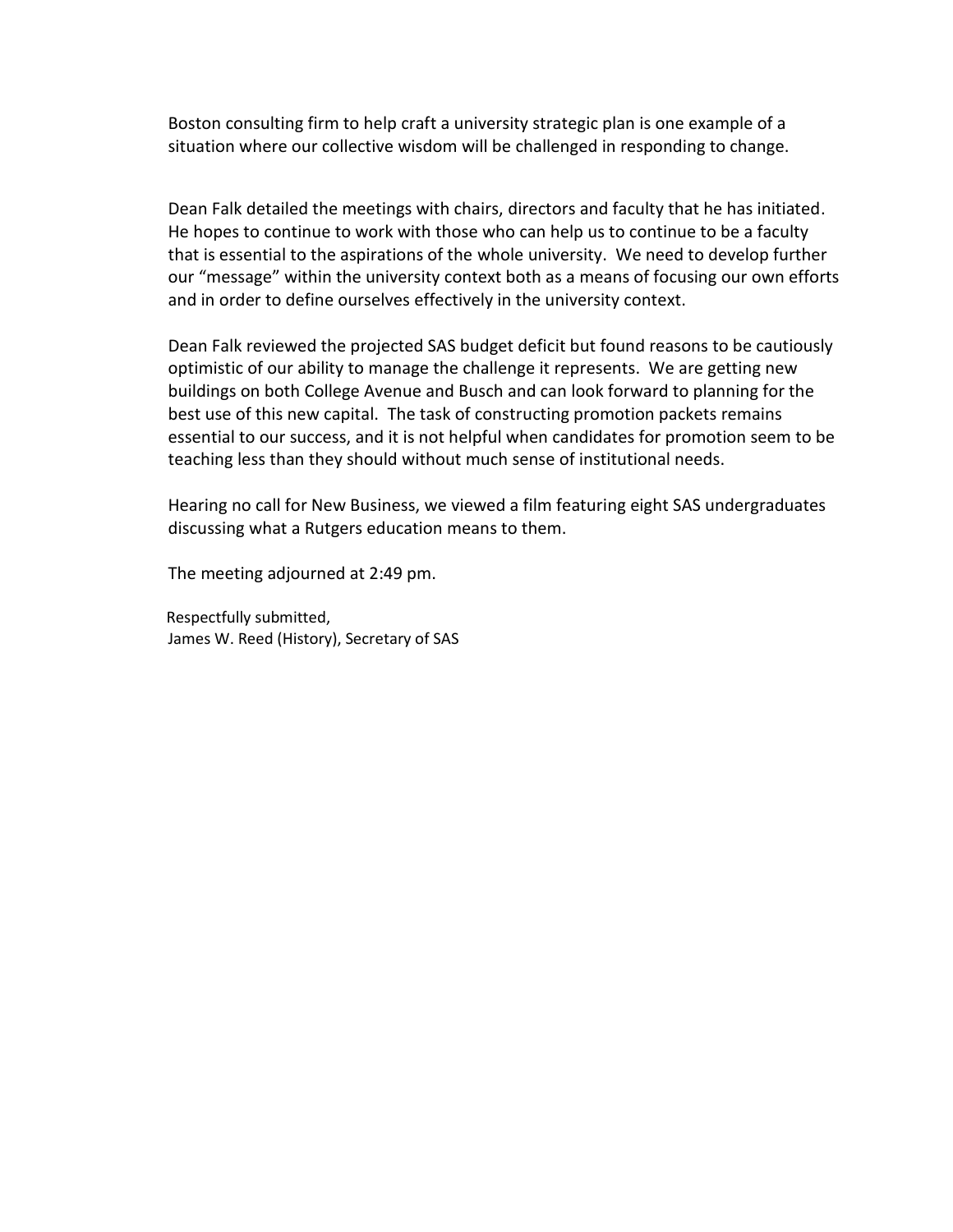Boston consulting firm to help craft a university strategic plan is one example of a situation where our collective wisdom will be challenged in responding to change.

Dean Falk detailed the meetings with chairs, directors and faculty that he has initiated. He hopes to continue to work with those who can help us to continue to be a faculty that is essential to the aspirations of the whole university. We need to develop further our "message" within the university context both as a means of focusing our own efforts and in order to define ourselves effectively in the university context.

Dean Falk reviewed the projected SAS budget deficit but found reasons to be cautiously optimistic of our ability to manage the challenge it represents. We are getting new buildings on both College Avenue and Busch and can look forward to planning for the best use of this new capital. The task of constructing promotion packets remains essential to our success, and it is not helpful when candidates for promotion seem to be teaching less than they should without much sense of institutional needs.

Hearing no call for New Business, we viewed a film featuring eight SAS undergraduates discussing what a Rutgers education means to them.

The meeting adjourned at 2:49 pm.

Respectfully submitted,
James W. Reed (History), Secretary of SAS